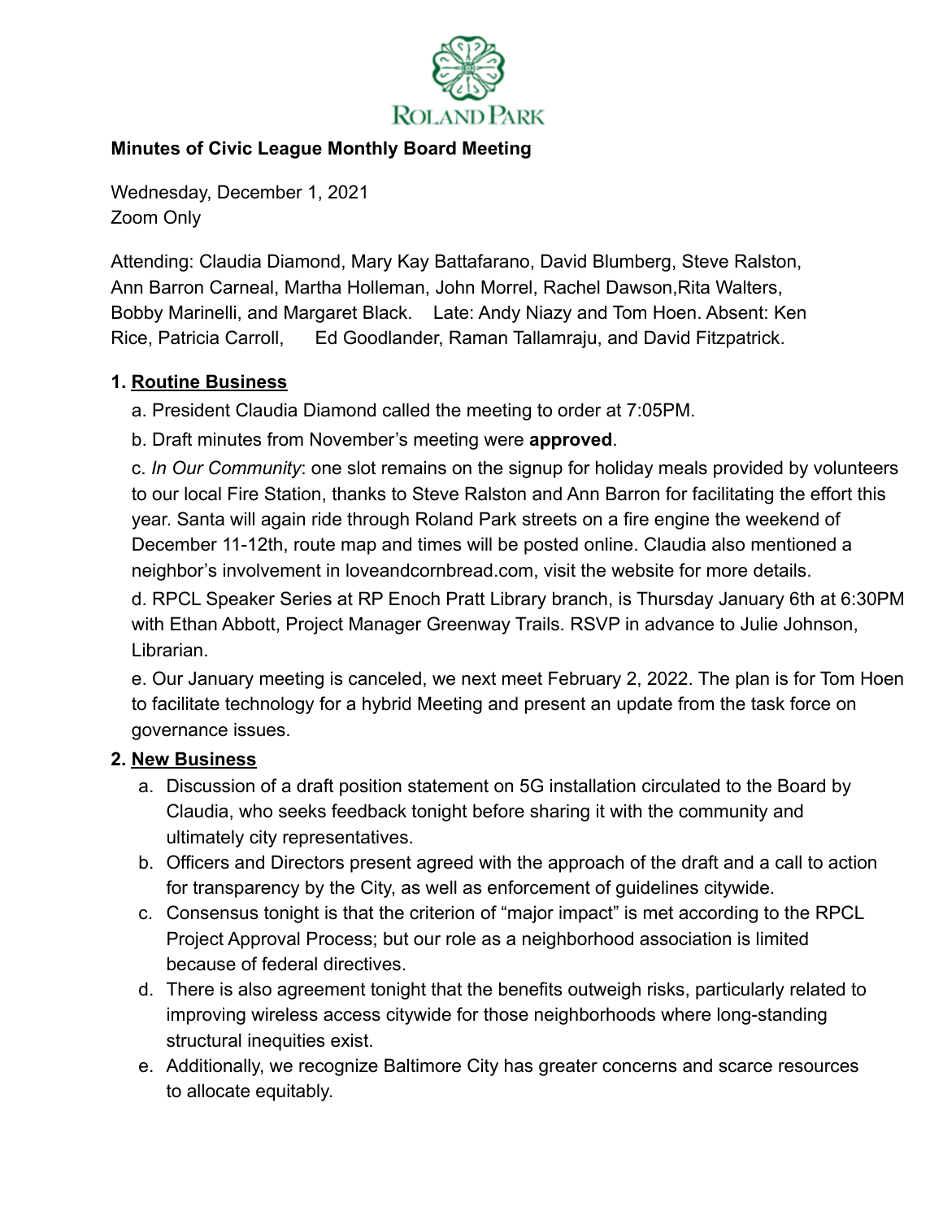ROLAND PARK

**Minutes of Civic League Monthly Board Meeting**

Wednesday, December 1, 2021
Zoom Only

Attending: Claudia Diamond, Mary Kay Battafarano, David Blumberg, Steve Ralston, Ann Barron Carneal, Martha Holleman, John Morrel, Rachel Dawson,Rita Walters, Bobby Marinelli, and Margaret Black. Late: Andy Niazy and Tom Hoen. Absent: Ken Rice, Patricia Carroll, Ed Goodlander, Raman Tallamraju, and David Fitzpatrick.

**1. Routine Business**

a. President Claudia Diamond called the meeting to order at 7:05PM.

b. Draft minutes from November's meeting were **approved**.

c. *In Our Community*: one slot remains on the signup for holiday meals provided by volunteers to our local Fire Station, thanks to Steve Ralston and Ann Barron for facilitating the effort this year. Santa will again ride through Roland Park streets on a fire engine the weekend of December 11-12th, route map and times will be posted online. Claudia also mentioned a neighbor's involvement in loveandcornbread.com, visit the website for more details.

d. RPCL Speaker Series at RP Enoch Pratt Library branch, is Thursday January 6th at 6:30PM with Ethan Abbott, Project Manager Greenway Trails. RSVP in advance to Julie Johnson, Librarian.

e. Our January meeting is canceled, we next meet February 2, 2022. The plan is for Tom Hoen to facilitate technology for a hybrid Meeting and present an update from the task force on governance issues.

**2. New Business**

a. Discussion of a draft position statement on 5G installation circulated to the Board by Claudia, who seeks feedback tonight before sharing it with the community and ultimately city representatives.

b. Officers and Directors present agreed with the approach of the draft and a call to action for transparency by the City, as well as enforcement of guidelines citywide.

c. Consensus tonight is that the criterion of "major impact" is met according to the RPCL Project Approval Process; but our role as a neighborhood association is limited because of federal directives.

d. There is also agreement tonight that the benefits outweigh risks, particularly related to improving wireless access citywide for those neighborhoods where long-standing structural inequities exist.

e. Additionally, we recognize Baltimore City has greater concerns and scarce resources to allocate equitably.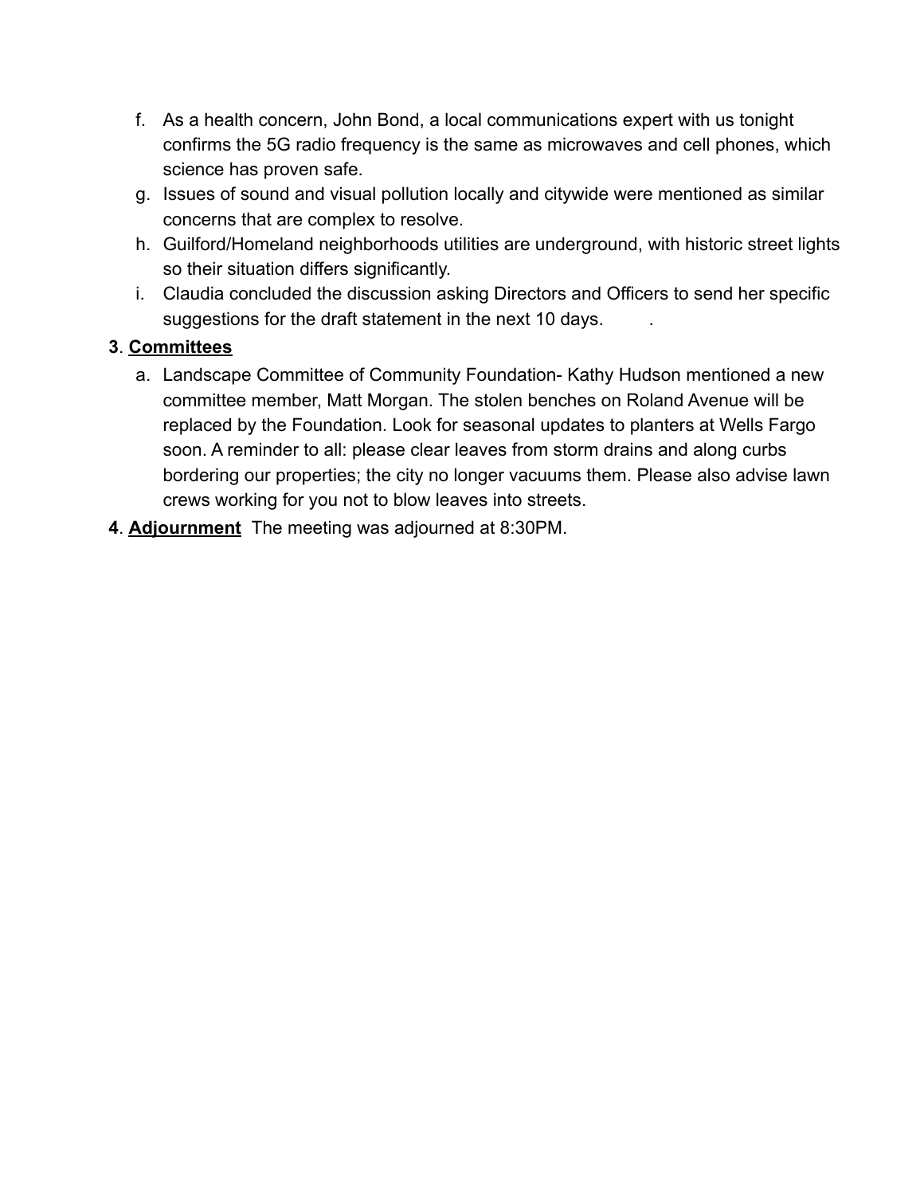f. As a health concern, John Bond, a local communications expert with us tonight confirms the 5G radio frequency is the same as microwaves and cell phones, which science has proven safe.
g. Issues of sound and visual pollution locally and citywide were mentioned as similar concerns that are complex to resolve.
h. Guilford/Homeland neighborhoods utilities are underground, with historic street lights so their situation differs significantly.
i. Claudia concluded the discussion asking Directors and Officers to send her specific suggestions for the draft statement in the next 10 days.

**3**. **<u>Committees</u>**

a. Landscape Committee of Community Foundation- Kathy Hudson mentioned a new committee member, Matt Morgan. The stolen benches on Roland Avenue will be replaced by the Foundation. Look for seasonal updates to planters at Wells Fargo soon. A reminder to all: please clear leaves from storm drains and along curbs bordering our properties; the city no longer vacuums them. Please also advise lawn crews working for you not to blow leaves into streets.

**4**. **<u>Adjournment</u>** The meeting was adjourned at 8:30PM.